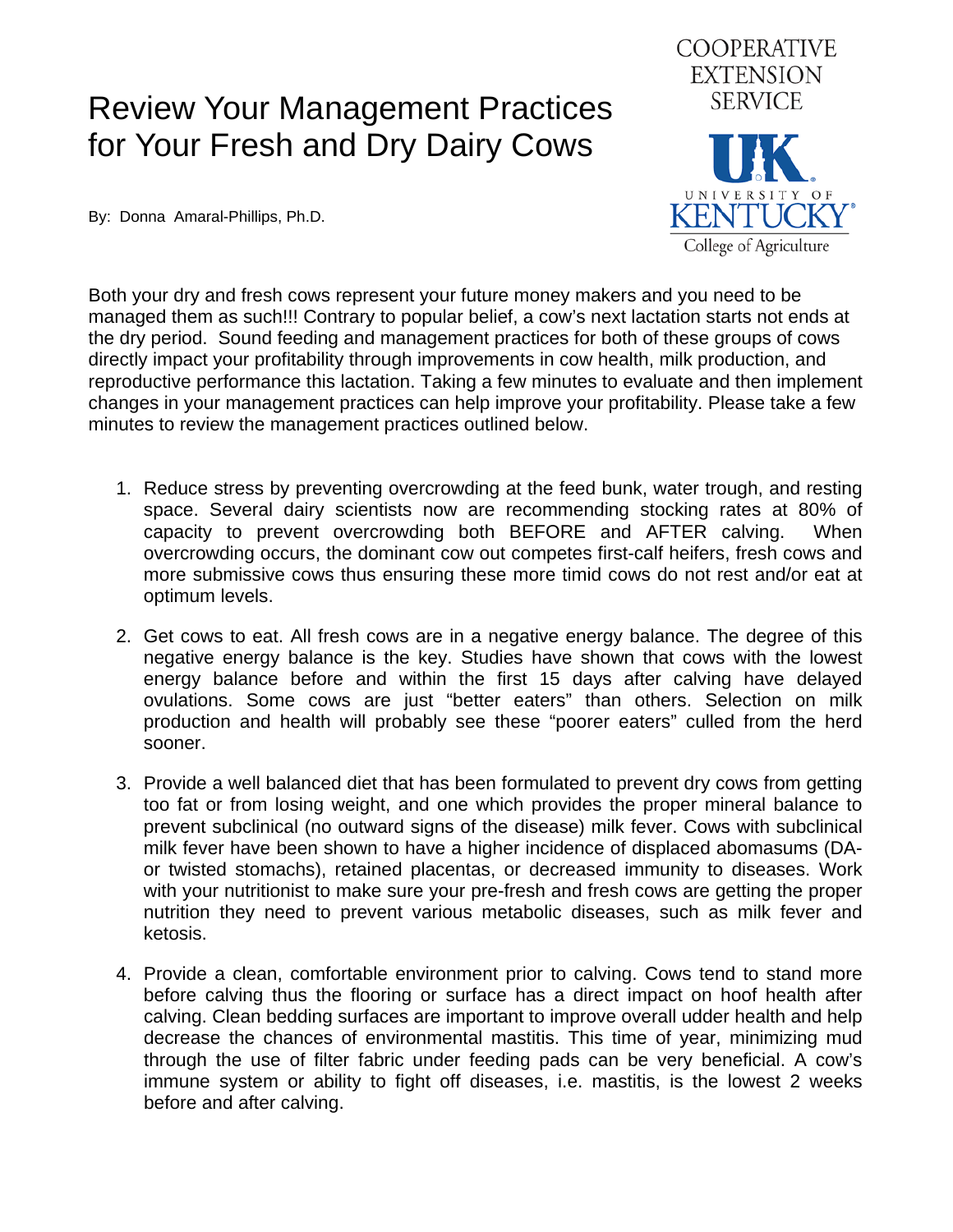# Review Your Management Practices for Your Fresh and Dry Dairy Cows

COOPERATIVE EXTENSION SERVICE

UK UNIVERSITY OF KENTUCKY College of Agriculture

By: Donna Amaral-Phillips, Ph.D.

Both your dry and fresh cows represent your future money makers and you need to be managed them as such!!! Contrary to popular belief, a cow's next lactation starts not ends at the dry period. Sound feeding and management practices for both of these groups of cows directly impact your profitability through improvements in cow health, milk production, and reproductive performance this lactation. Taking a few minutes to evaluate and then implement changes in your management practices can help improve your profitability. Please take a few minutes to review the management practices outlined below.

1. Reduce stress by preventing overcrowding at the feed bunk, water trough, and resting space. Several dairy scientists now are recommending stocking rates at 80% of capacity to prevent overcrowding both BEFORE and AFTER calving. When overcrowding occurs, the dominant cow out competes first-calf heifers, fresh cows and more submissive cows thus ensuring these more timid cows do not rest and/or eat at optimum levels.

2. Get cows to eat. All fresh cows are in a negative energy balance. The degree of this negative energy balance is the key. Studies have shown that cows with the lowest energy balance before and within the first 15 days after calving have delayed ovulations. Some cows are just "better eaters" than others. Selection on milk production and health will probably see these "poorer eaters" culled from the herd sooner.

3. Provide a well balanced diet that has been formulated to prevent dry cows from getting too fat or from losing weight, and one which provides the proper mineral balance to prevent subclinical (no outward signs of the disease) milk fever. Cows with subclinical milk fever have been shown to have a higher incidence of displaced abomasums (DA- or twisted stomachs), retained placentas, or decreased immunity to diseases. Work with your nutritionist to make sure your pre-fresh and fresh cows are getting the proper nutrition they need to prevent various metabolic diseases, such as milk fever and ketosis.

4. Provide a clean, comfortable environment prior to calving. Cows tend to stand more before calving thus the flooring or surface has a direct impact on hoof health after calving. Clean bedding surfaces are important to improve overall udder health and help decrease the chances of environmental mastitis. This time of year, minimizing mud through the use of filter fabric under feeding pads can be very beneficial. A cow's immune system or ability to fight off diseases, i.e. mastitis, is the lowest 2 weeks before and after calving.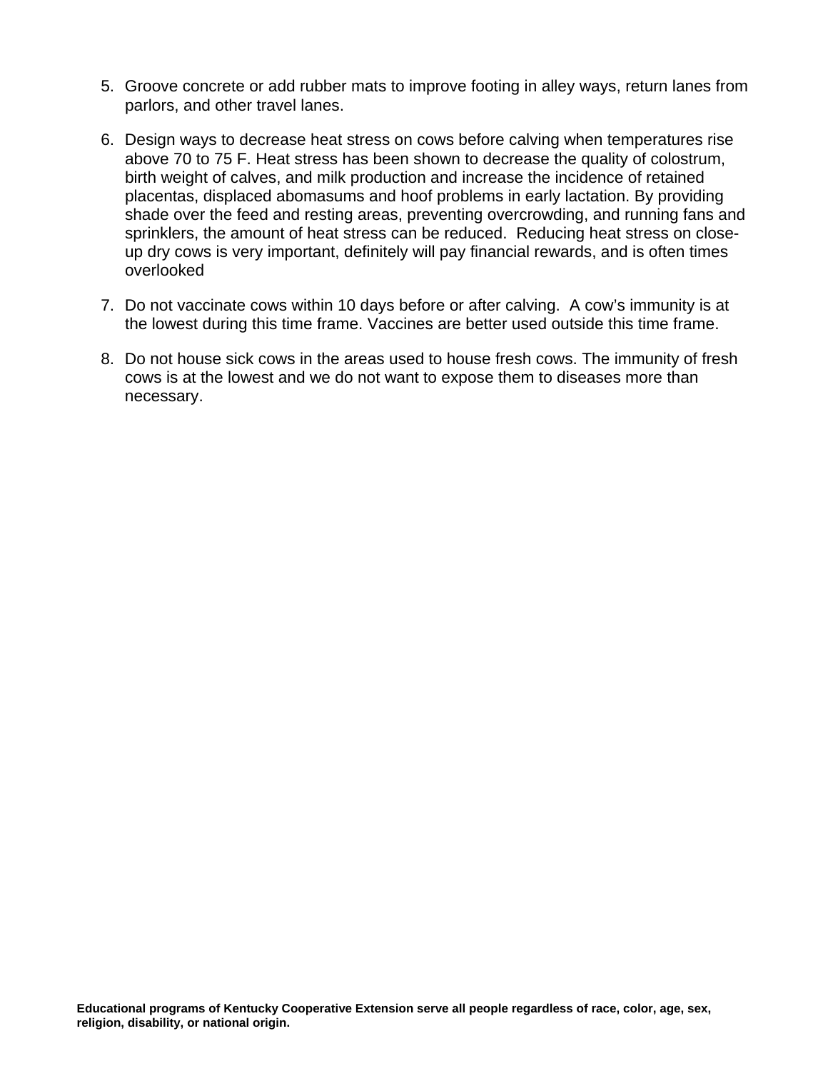5. Groove concrete or add rubber mats to improve footing in alley ways, return lanes from parlors, and other travel lanes.

6. Design ways to decrease heat stress on cows before calving when temperatures rise above 70 to 75 F. Heat stress has been shown to decrease the quality of colostrum, birth weight of calves, and milk production and increase the incidence of retained placentas, displaced abomasums and hoof problems in early lactation. By providing shade over the feed and resting areas, preventing overcrowding, and running fans and sprinklers, the amount of heat stress can be reduced. Reducing heat stress on close-up dry cows is very important, definitely will pay financial rewards, and is often times overlooked

7. Do not vaccinate cows within 10 days before or after calving. A cow's immunity is at the lowest during this time frame. Vaccines are better used outside this time frame.

8. Do not house sick cows in the areas used to house fresh cows. The immunity of fresh cows is at the lowest and we do not want to expose them to diseases more than necessary.

**Educational programs of Kentucky Cooperative Extension serve all people regardless of race, color, age, sex, religion, disability, or national origin.**